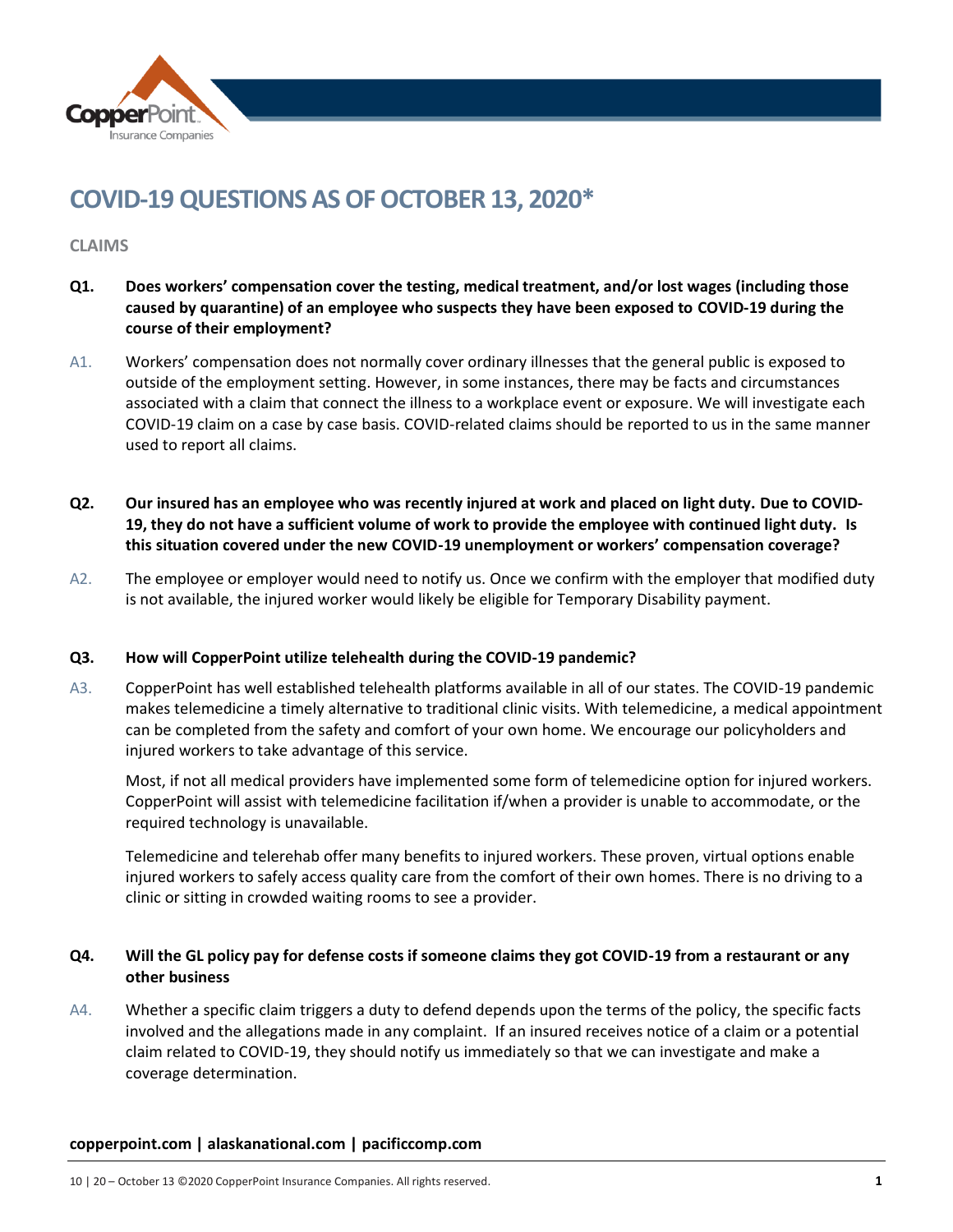# COVID-19 QUESTIONS AS OF OCTOBER 13, 2020*

## CLAIMS

**Q1. Does workers' compensation cover the testing, medical treatment, and/or lost wages (including those caused by quarantine) of an employee who suspects they have been exposed to COVID-19 during the course of their employment?**

A1. Workers' compensation does not normally cover ordinary illnesses that the general public is exposed to outside of the employment setting. However, in some instances, there may be facts and circumstances associated with a claim that connect the illness to a workplace event or exposure. We will investigate each COVID-19 claim on a case by case basis. COVID-related claims should be reported to us in the same manner used to report all claims.

**Q2. Our insured has an employee who was recently injured at work and placed on light duty. Due to COVID-19, they do not have a sufficient volume of work to provide the employee with continued light duty. Is this situation covered under the new COVID-19 unemployment or workers' compensation coverage?**

A2. The employee or employer would need to notify us. Once we confirm with the employer that modified duty is not available, the injured worker would likely be eligible for Temporary Disability payment.

**Q3. How will CopperPoint utilize telehealth during the COVID-19 pandemic?**

A3. CopperPoint has well established telehealth platforms available in all of our states. The COVID-19 pandemic makes telemedicine a timely alternative to traditional clinic visits. With telemedicine, a medical appointment can be completed from the safety and comfort of your own home. We encourage our policyholders and injured workers to take advantage of this service.

Most, if not all medical providers have implemented some form of telemedicine option for injured workers. CopperPoint will assist with telemedicine facilitation if/when a provider is unable to accommodate, or the required technology is unavailable.

Telemedicine and telerehab offer many benefits to injured workers. These proven, virtual options enable injured workers to safely access quality care from the comfort of their own homes. There is no driving to a clinic or sitting in crowded waiting rooms to see a provider.

**Q4. Will the GL policy pay for defense costs if someone claims they got COVID-19 from a restaurant or any other business**

A4. Whether a specific claim triggers a duty to defend depends upon the terms of the policy, the specific facts involved and the allegations made in any complaint. If an insured receives notice of a claim or a potential claim related to COVID-19, they should notify us immediately so that we can investigate and make a coverage determination.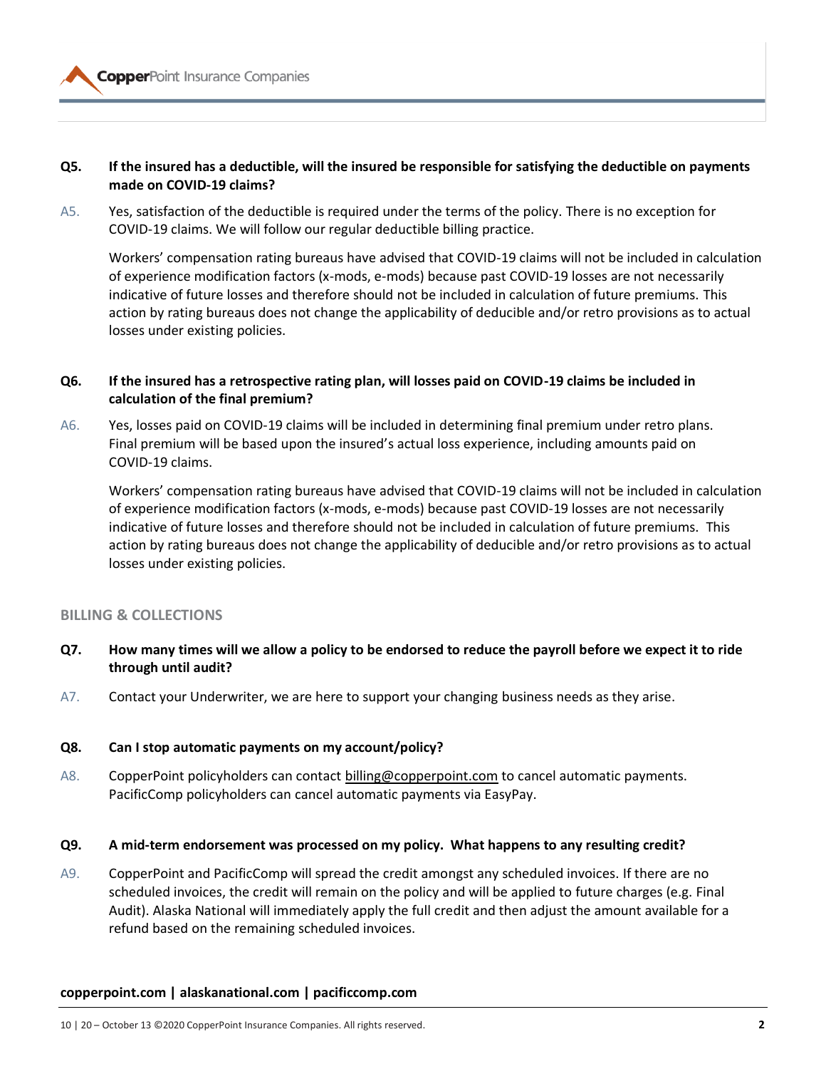**Q5. If the insured has a deductible, will the insured be responsible for satisfying the deductible on payments made on COVID-19 claims?**

A5. Yes, satisfaction of the deductible is required under the terms of the policy. There is no exception for COVID-19 claims. We will follow our regular deductible billing practice.

Workers' compensation rating bureaus have advised that COVID-19 claims will not be included in calculation of experience modification factors (x-mods, e-mods) because past COVID-19 losses are not necessarily indicative of future losses and therefore should not be included in calculation of future premiums. This action by rating bureaus does not change the applicability of deducible and/or retro provisions as to actual losses under existing policies.

**Q6. If the insured has a retrospective rating plan, will losses paid on COVID-19 claims be included in calculation of the final premium?**

A6. Yes, losses paid on COVID-19 claims will be included in determining final premium under retro plans. Final premium will be based upon the insured's actual loss experience, including amounts paid on COVID-19 claims.

Workers' compensation rating bureaus have advised that COVID-19 claims will not be included in calculation of experience modification factors (x-mods, e-mods) because past COVID-19 losses are not necessarily indicative of future losses and therefore should not be included in calculation of future premiums. This action by rating bureaus does not change the applicability of deducible and/or retro provisions as to actual losses under existing policies.

## BILLING & COLLECTIONS

**Q7. How many times will we allow a policy to be endorsed to reduce the payroll before we expect it to ride through until audit?**

A7. Contact your Underwriter, we are here to support your changing business needs as they arise.

**Q8. Can I stop automatic payments on my account/policy?**

A8. CopperPoint policyholders can contact billing@copperpoint.com to cancel automatic payments. PacificComp policyholders can cancel automatic payments via EasyPay.

**Q9. A mid-term endorsement was processed on my policy. What happens to any resulting credit?**

A9. CopperPoint and PacificComp will spread the credit amongst any scheduled invoices. If there are no scheduled invoices, the credit will remain on the policy and will be applied to future charges (e.g. Final Audit). Alaska National will immediately apply the full credit and then adjust the amount available for a refund based on the remaining scheduled invoices.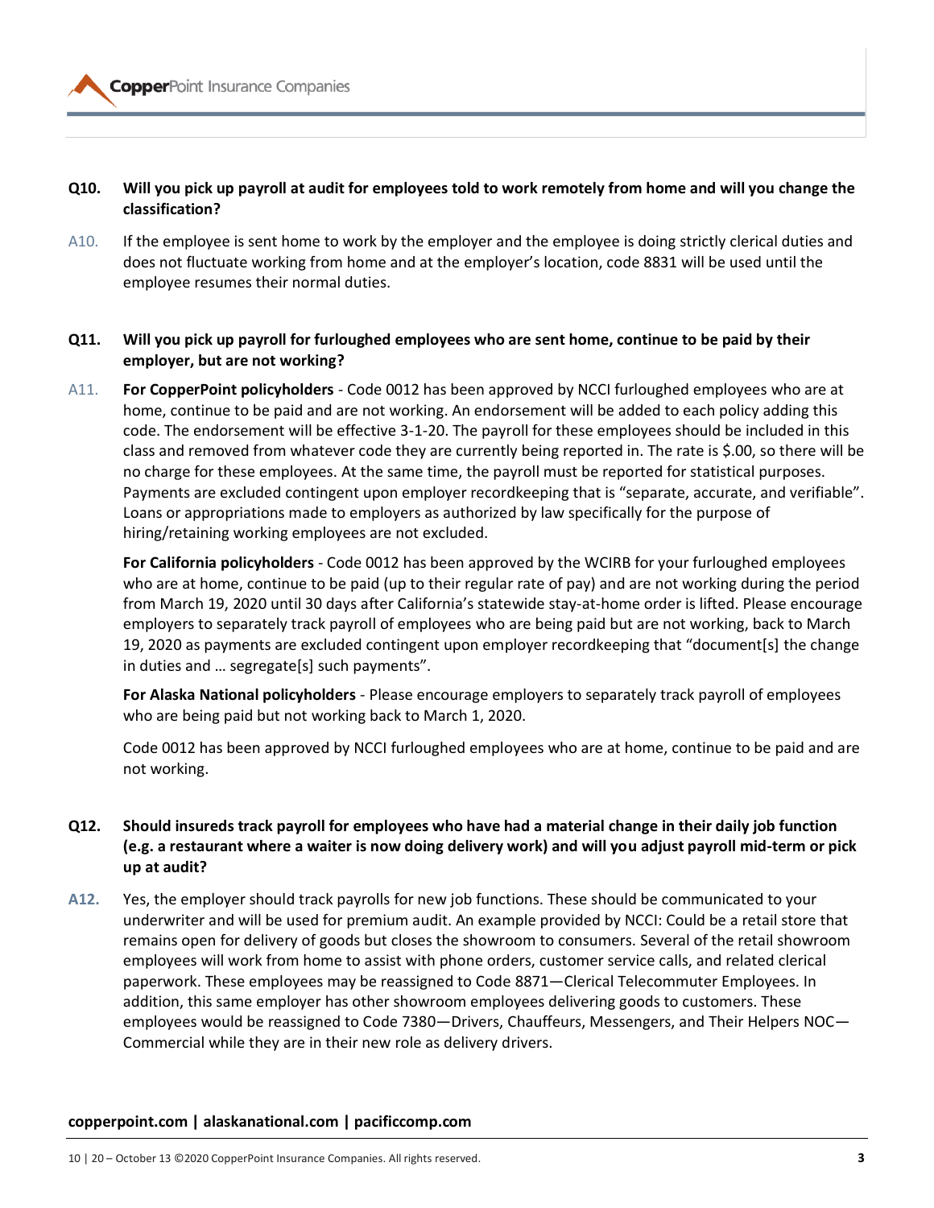**Q10. Will you pick up payroll at audit for employees told to work remotely from home and will you change the classification?**

A10. If the employee is sent home to work by the employer and the employee is doing strictly clerical duties and does not fluctuate working from home and at the employer's location, code 8831 will be used until the employee resumes their normal duties.

**Q11. Will you pick up payroll for furloughed employees who are sent home, continue to be paid by their employer, but are not working?**

A11. **For CopperPoint policyholders** - Code 0012 has been approved by NCCI furloughed employees who are at home, continue to be paid and are not working. An endorsement will be added to each policy adding this code. The endorsement will be effective 3-1-20. The payroll for these employees should be included in this class and removed from whatever code they are currently being reported in. The rate is $.00, so there will be no charge for these employees. At the same time, the payroll must be reported for statistical purposes. Payments are excluded contingent upon employer recordkeeping that is "separate, accurate, and verifiable". Loans or appropriations made to employers as authorized by law specifically for the purpose of hiring/retaining working employees are not excluded.

**For California policyholders** - Code 0012 has been approved by the WCIRB for your furloughed employees who are at home, continue to be paid (up to their regular rate of pay) and are not working during the period from March 19, 2020 until 30 days after California's statewide stay-at-home order is lifted. Please encourage employers to separately track payroll of employees who are being paid but are not working, back to March 19, 2020 as payments are excluded contingent upon employer recordkeeping that "document[s] the change in duties and … segregate[s] such payments".

**For Alaska National policyholders** - Please encourage employers to separately track payroll of employees who are being paid but not working back to March 1, 2020.

Code 0012 has been approved by NCCI furloughed employees who are at home, continue to be paid and are not working.

**Q12. Should insureds track payroll for employees who have had a material change in their daily job function (e.g. a restaurant where a waiter is now doing delivery work) and will you adjust payroll mid-term or pick up at audit?**

**A12.** Yes, the employer should track payrolls for new job functions. These should be communicated to your underwriter and will be used for premium audit. An example provided by NCCI: Could be a retail store that remains open for delivery of goods but closes the showroom to consumers. Several of the retail showroom employees will work from home to assist with phone orders, customer service calls, and related clerical paperwork. These employees may be reassigned to Code 8871—Clerical Telecommuter Employees. In addition, this same employer has other showroom employees delivering goods to customers. These employees would be reassigned to Code 7380—Drivers, Chauffeurs, Messengers, and Their Helpers NOC—Commercial while they are in their new role as delivery drivers.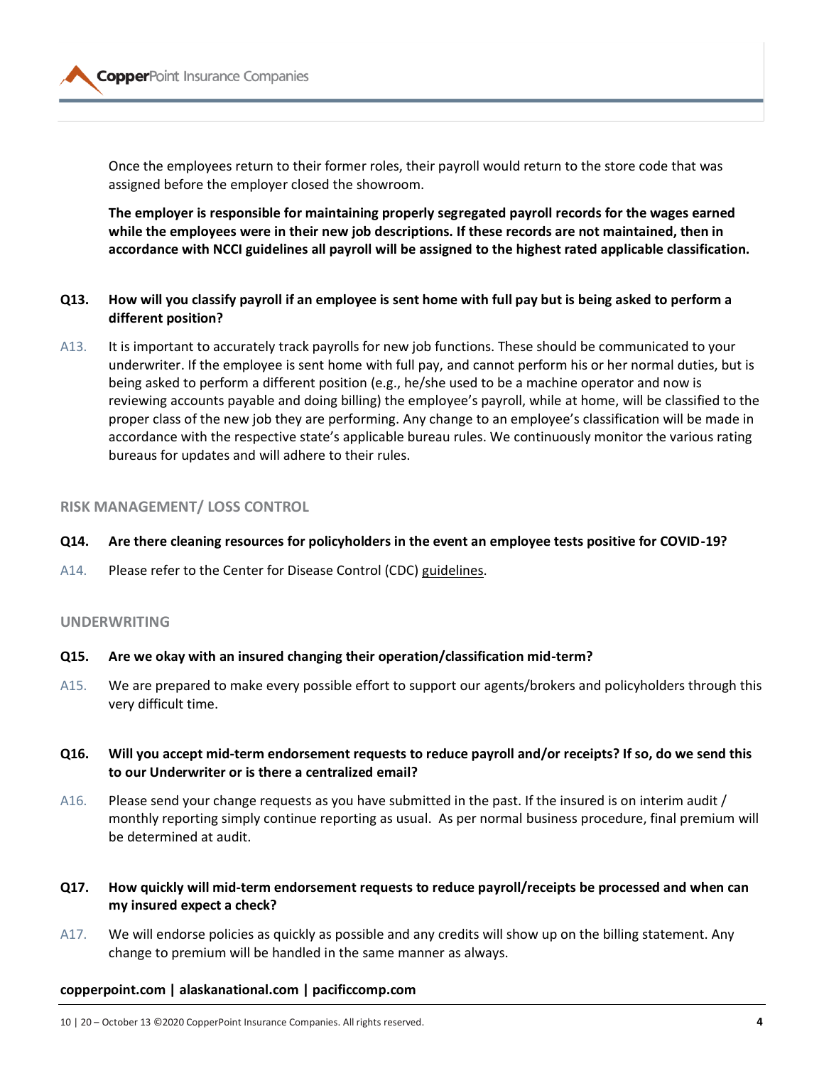Once the employees return to their former roles, their payroll would return to the store code that was assigned before the employer closed the showroom.

**The employer is responsible for maintaining properly segregated payroll records for the wages earned while the employees were in their new job descriptions. If these records are not maintained, then in accordance with NCCI guidelines all payroll will be assigned to the highest rated applicable classification.**

**Q13. How will you classify payroll if an employee is sent home with full pay but is being asked to perform a different position?**

A13. It is important to accurately track payrolls for new job functions. These should be communicated to your underwriter. If the employee is sent home with full pay, and cannot perform his or her normal duties, but is being asked to perform a different position (e.g., he/she used to be a machine operator and now is reviewing accounts payable and doing billing) the employee's payroll, while at home, will be classified to the proper class of the new job they are performing. Any change to an employee's classification will be made in accordance with the respective state's applicable bureau rules. We continuously monitor the various rating bureaus for updates and will adhere to their rules.

## RISK MANAGEMENT/ LOSS CONTROL

**Q14. Are there cleaning resources for policyholders in the event an employee tests positive for COVID-19?**

A14. Please refer to the Center for Disease Control (CDC) guidelines.

## UNDERWRITING

**Q15. Are we okay with an insured changing their operation/classification mid-term?**

A15. We are prepared to make every possible effort to support our agents/brokers and policyholders through this very difficult time.

**Q16. Will you accept mid-term endorsement requests to reduce payroll and/or receipts? If so, do we send this to our Underwriter or is there a centralized email?**

A16. Please send your change requests as you have submitted in the past. If the insured is on interim audit / monthly reporting simply continue reporting as usual. As per normal business procedure, final premium will be determined at audit.

**Q17. How quickly will mid-term endorsement requests to reduce payroll/receipts be processed and when can my insured expect a check?**

A17. We will endorse policies as quickly as possible and any credits will show up on the billing statement. Any change to premium will be handled in the same manner as always.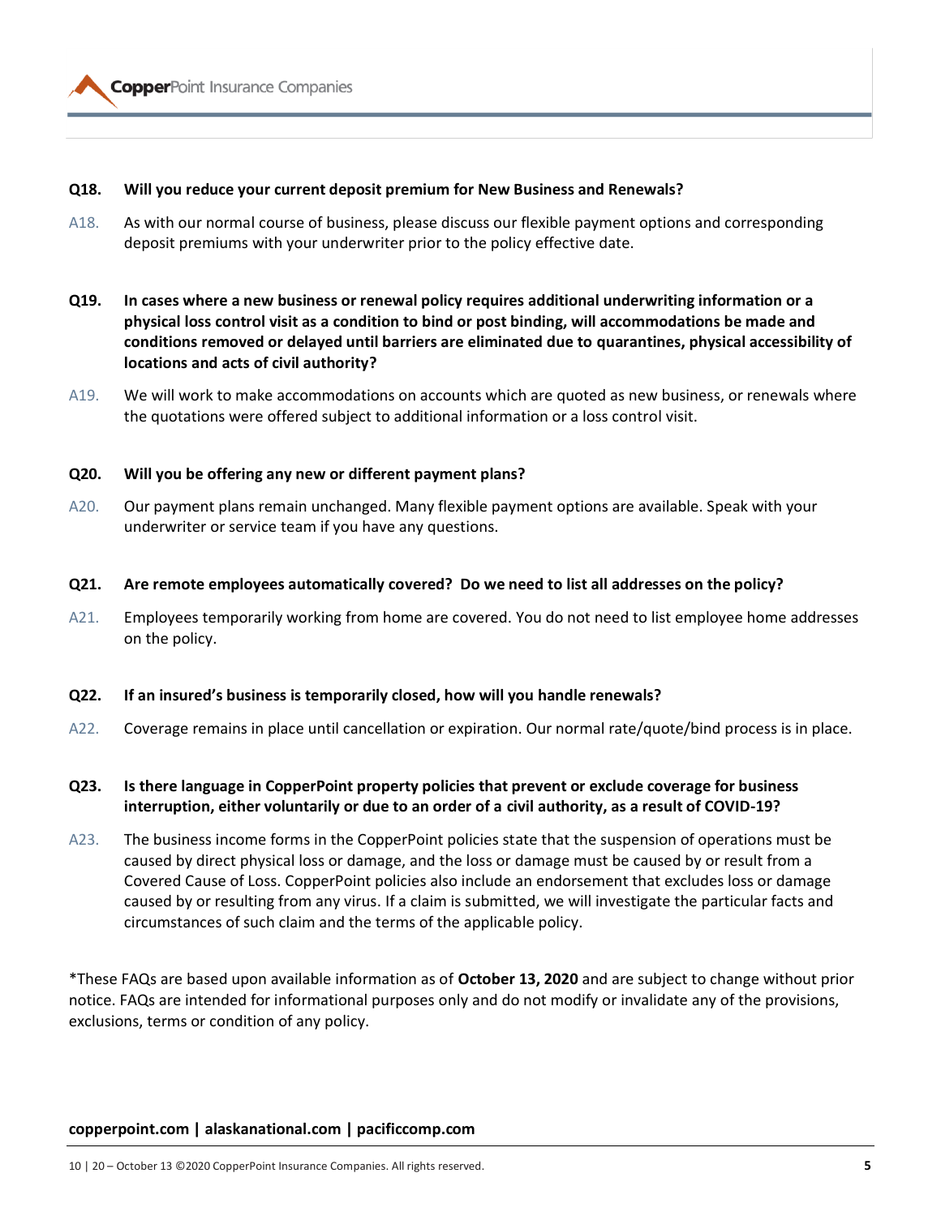**Q18. Will you reduce your current deposit premium for New Business and Renewals?**

A18. As with our normal course of business, please discuss our flexible payment options and corresponding deposit premiums with your underwriter prior to the policy effective date.

**Q19. In cases where a new business or renewal policy requires additional underwriting information or a physical loss control visit as a condition to bind or post binding, will accommodations be made and conditions removed or delayed until barriers are eliminated due to quarantines, physical accessibility of locations and acts of civil authority?**

A19. We will work to make accommodations on accounts which are quoted as new business, or renewals where the quotations were offered subject to additional information or a loss control visit.

**Q20. Will you be offering any new or different payment plans?**

A20. Our payment plans remain unchanged. Many flexible payment options are available. Speak with your underwriter or service team if you have any questions.

**Q21. Are remote employees automatically covered? Do we need to list all addresses on the policy?**

A21. Employees temporarily working from home are covered. You do not need to list employee home addresses on the policy.

**Q22. If an insured's business is temporarily closed, how will you handle renewals?**

A22. Coverage remains in place until cancellation or expiration. Our normal rate/quote/bind process is in place.

**Q23. Is there language in CopperPoint property policies that prevent or exclude coverage for business interruption, either voluntarily or due to an order of a civil authority, as a result of COVID-19?**

A23. The business income forms in the CopperPoint policies state that the suspension of operations must be caused by direct physical loss or damage, and the loss or damage must be caused by or result from a Covered Cause of Loss. CopperPoint policies also include an endorsement that excludes loss or damage caused by or resulting from any virus. If a claim is submitted, we will investigate the particular facts and circumstances of such claim and the terms of the applicable policy.

*These FAQs are based upon available information as of **October 13, 2020** and are subject to change without prior notice. FAQs are intended for informational purposes only and do not modify or invalidate any of the provisions, exclusions, terms or condition of any policy.

**copperpoint.com | alaskanational.com | pacificcomp.com**

10 | 20 – October 13 ©2020 CopperPoint Insurance Companies. All rights reserved.